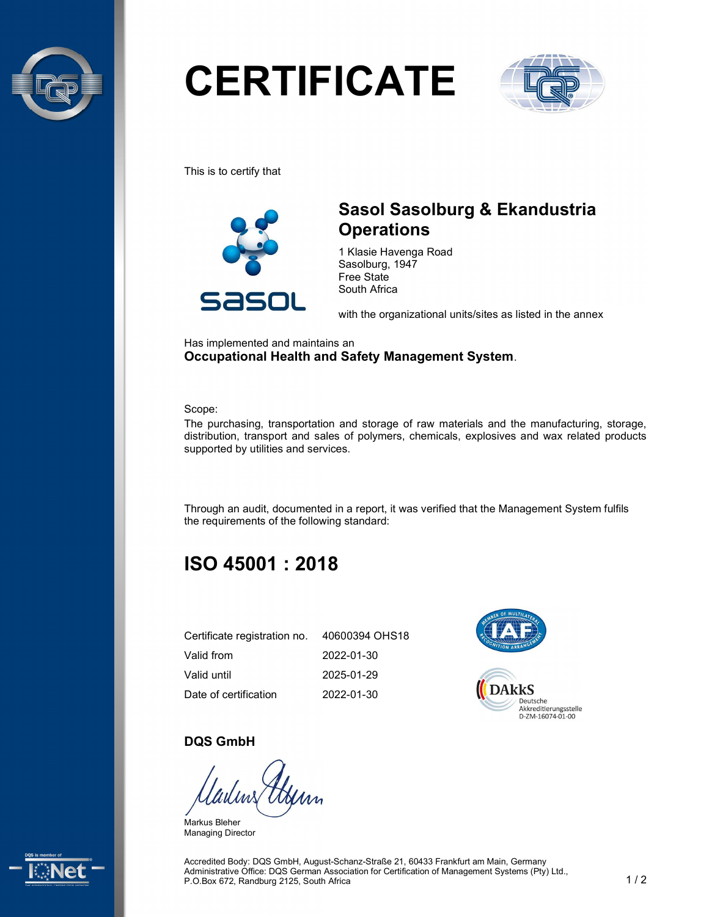# CERTIFICATE

This is to certify that

## Sasol Sasolburg & Ekandustria Operations

1 Klasie Havenga Road
Sasolburg, 1947
Free State
South Africa

with the organizational units/sites as listed in the annex

Has implemented and maintains an
**Occupational Health and Safety Management System**.

Scope:
The purchasing, transportation and storage of raw materials and the manufacturing, storage, distribution, transport and sales of polymers, chemicals, explosives and wax related products supported by utilities and services.

Through an audit, documented in a report, it was verified that the Management System fulfils the requirements of the following standard:

## ISO 45001 : 2018

| | |
|---|---|
| Certificate registration no. | 40600394 OHS18 |
| Valid from | 2022-01-30 |
| Valid until | 2025-01-29 |
| Date of certification | 2022-01-30 |

DAkkS Deutsche Akkreditierungsstelle D-ZM-16074-01-00

**DQS GmbH**

Markus Bleher
Managing Director

Accredited Body: DQS GmbH, August-Schanz-Straße 21, 60433 Frankfurt am Main, Germany
Administrative Office: DQS German Association for Certification of Management Systems (Pty) Ltd., P.O.Box 672, Randburg 2125, South Africa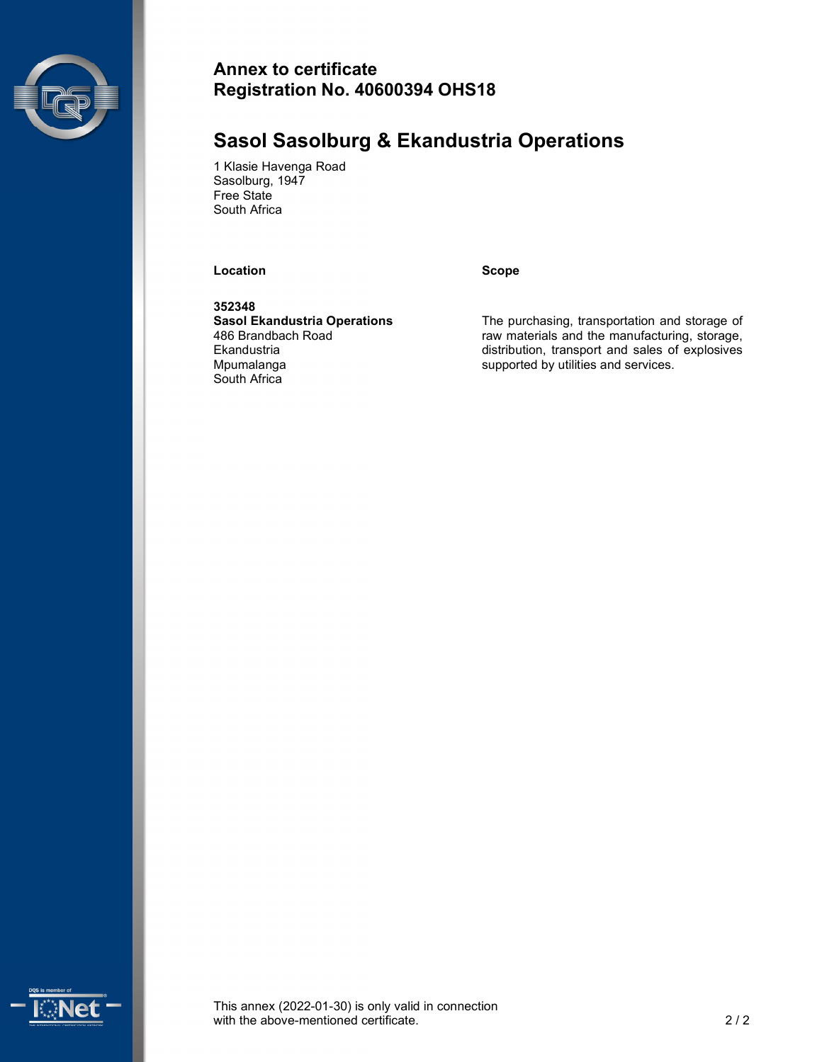**Annex to certificate**
**Registration No. 40600394 OHS18**

# Sasol Sasolburg & Ekandustria Operations

1 Klasie Havenga Road
Sasolburg, 1947
Free State
South Africa

| Location | Scope |
| --- | --- |
| **352348**<br>**Sasol Ekandustria Operations**<br>486 Brandbach Road<br>Ekandustria<br>Mpumalanga<br>South Africa | The purchasing, transportation and storage of raw materials and the manufacturing, storage, distribution, transport and sales of explosives supported by utilities and services. |

This annex (2022-01-30) is only valid in connection with the above-mentioned certificate.